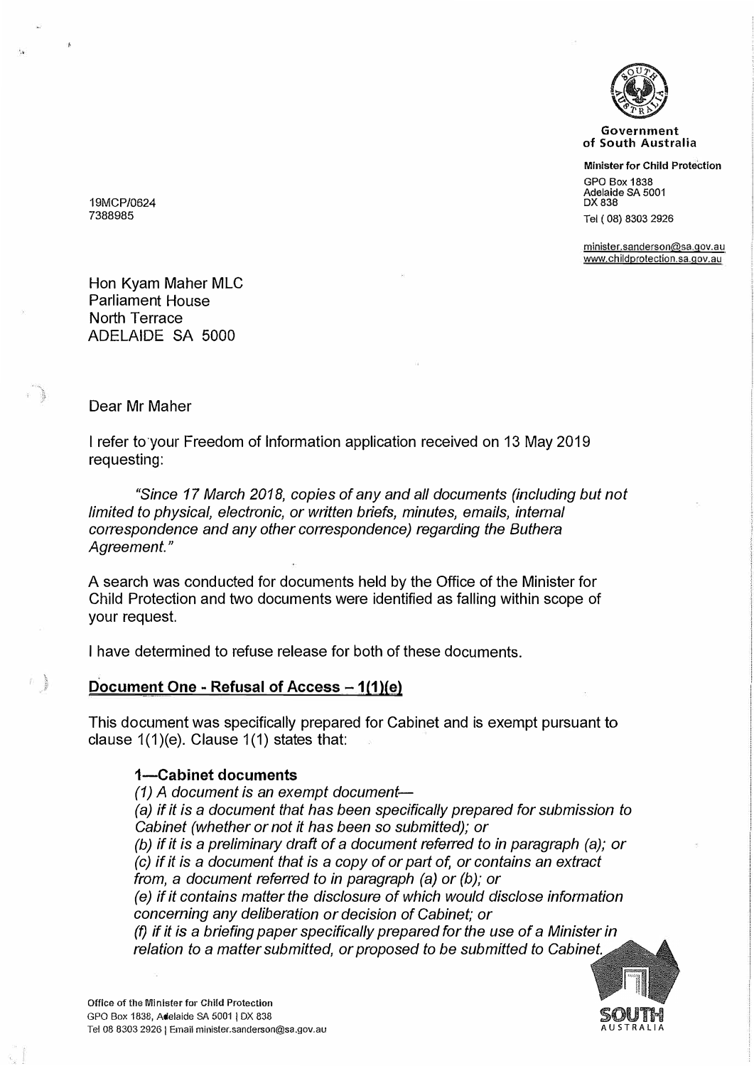**Government of South Australia**

**Minister for Child Protection**

GPO Box 1838
Adelaide SA 5001
DX 838

Tel ( 08) 8303 2926

minister.sanderson@sa.gov.au
www.childprotection.sa.gov.au

19MCP/0624
7388985

Hon Kyam Maher MLC
Parliament House
North Terrace
ADELAIDE SA 5000

Dear Mr Maher

I refer to your Freedom of Information application received on 13 May 2019 requesting:

> *"Since 17 March 2018, copies of any and all documents (including but not limited to physical, electronic, or written briefs, minutes, emails, internal correspondence and any other correspondence) regarding the Buthera Agreement."*

A search was conducted for documents held by the Office of the Minister for Child Protection and two documents were identified as falling within scope of your request.

I have determined to refuse release for both of these documents.

## Document One - Refusal of Access – 1(1)(e)

This document was specifically prepared for Cabinet and is exempt pursuant to clause 1(1)(e). Clause 1(1) states that:

> **1—Cabinet documents**
>
> *(1) A document is an exempt document—*
>
> *(a) if it is a document that has been specifically prepared for submission to Cabinet (whether or not it has been so submitted); or*
>
> *(b) if it is a preliminary draft of a document referred to in paragraph (a); or*
>
> *(c) if it is a document that is a copy of or part of, or contains an extract from, a document referred to in paragraph (a) or (b); or*
>
> *(e) if it contains matter the disclosure of which would disclose information concerning any deliberation or decision of Cabinet; or*
>
> *(f) if it is a briefing paper specifically prepared for the use of a Minister in relation to a matter submitted, or proposed to be submitted to Cabinet.*

Office of the Minister for Child Protection
GPO Box 1838, Adelaide SA 5001 | DX 838
Tel 08 8303 2926 | Email minister.sanderson@sa.gov.au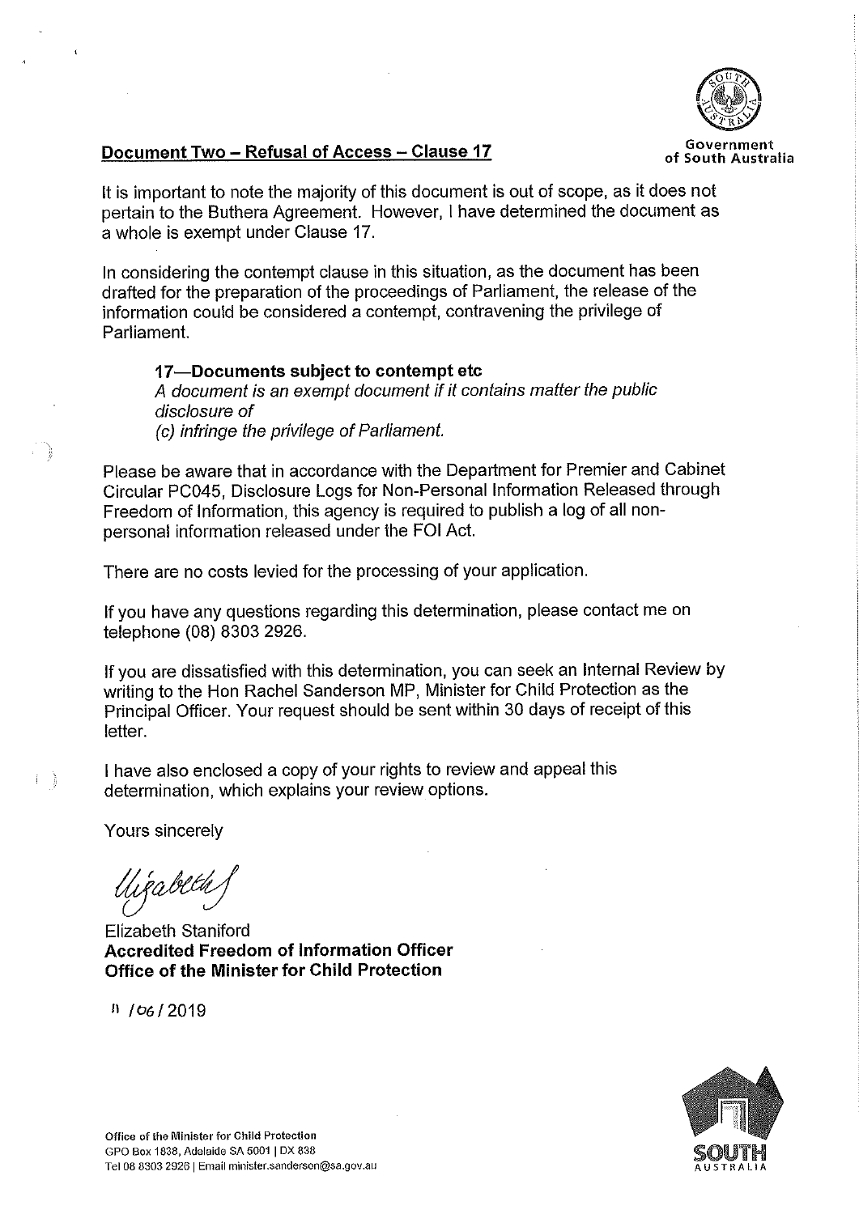**Document Two – Refusal of Access – Clause 17**

It is important to note the majority of this document is out of scope, as it does not pertain to the Buthera Agreement. However, I have determined the document as a whole is exempt under Clause 17.

In considering the contempt clause in this situation, as the document has been drafted for the preparation of the proceedings of Parliament, the release of the information could be considered a contempt, contravening the privilege of Parliament.

> **17—Documents subject to contempt etc**
> *A document is an exempt document if it contains matter the public disclosure of*
> *(c) infringe the privilege of Parliament.*

Please be aware that in accordance with the Department for Premier and Cabinet Circular PC045, Disclosure Logs for Non-Personal Information Released through Freedom of Information, this agency is required to publish a log of all non-personal information released under the FOI Act.

There are no costs levied for the processing of your application.

If you have any questions regarding this determination, please contact me on telephone (08) 8303 2926.

If you are dissatisfied with this determination, you can seek an Internal Review by writing to the Hon Rachel Sanderson MP, Minister for Child Protection as the Principal Officer. Your request should be sent within 30 days of receipt of this letter.

I have also enclosed a copy of your rights to review and appeal this determination, which explains your review options.

Yours sincerely

Elizabeth Staniford
**Accredited Freedom of Information Officer**
**Office of the Minister for Child Protection**

11 / 06 / 2019

Office of the Minister for Child Protection
GPO Box 1838, Adelaide SA 5001 | DX 838
Tel 08 8303 2926 | Email minister.sanderson@sa.gov.au